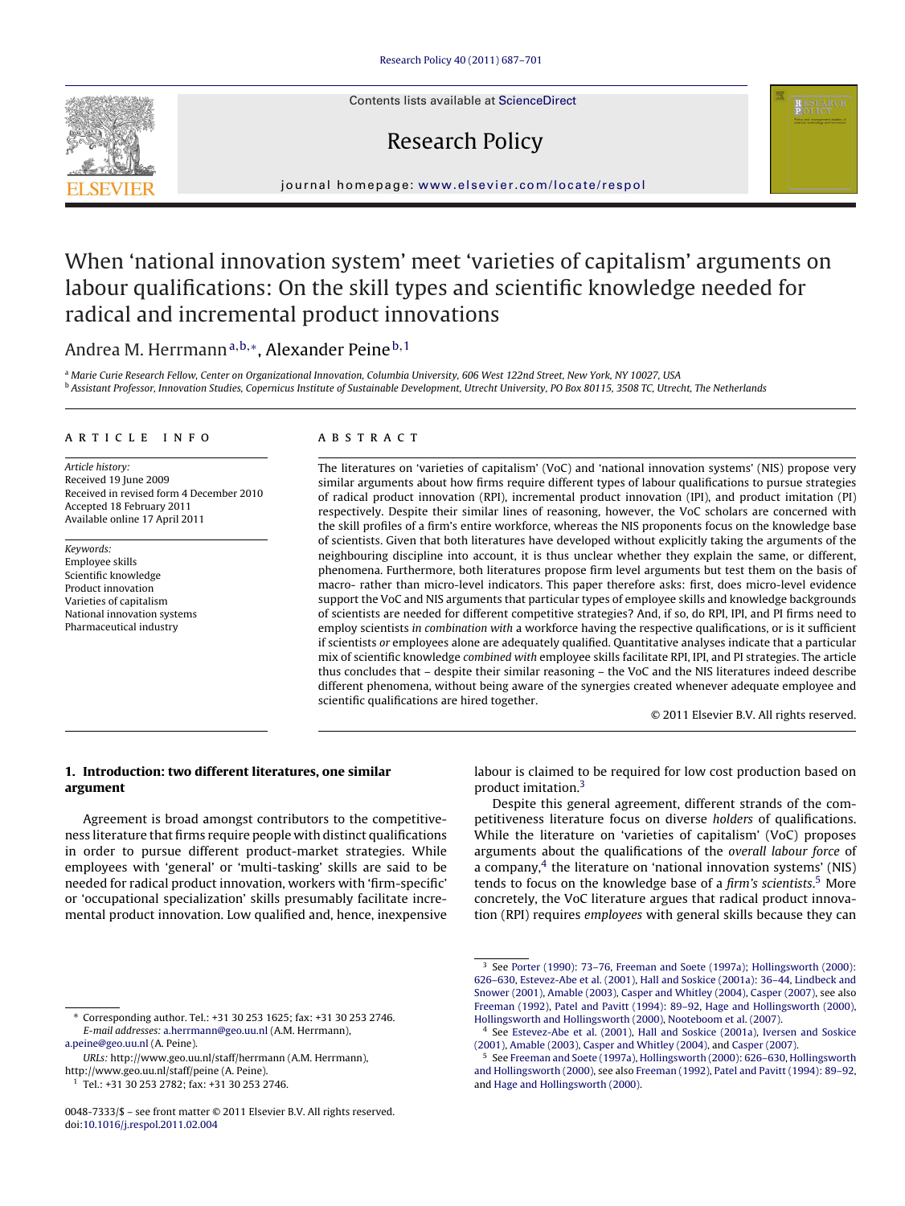# When 'national innovation system' meet 'varieties of capitalism' arguments on labour qualifications: On the skill types and scientific knowledge needed for radical and incremental product innovations

Andrea M. Herrmann[a,b,*], Alexander Peine[b,1]

[a] Marie Curie Research Fellow, Center on Organizational Innovation, Columbia University, 606 West 122nd Street, New York, NY 10027, USA
[b] Assistant Professor, Innovation Studies, Copernicus Institute of Sustainable Development, Utrecht University, PO Box 80115, 3508 TC, Utrecht, The Netherlands

## ARTICLE INFO

*Article history:*
Received 19 June 2009
Received in revised form 4 December 2010
Accepted 18 February 2011
Available online 17 April 2011

*Keywords:*
Employee skills
Scientific knowledge
Product innovation
Varieties of capitalism
National innovation systems
Pharmaceutical industry

## ABSTRACT

The literatures on 'varieties of capitalism' (VoC) and 'national innovation systems' (NIS) propose very similar arguments about how firms require different types of labour qualifications to pursue strategies of radical product innovation (RPI), incremental product innovation (IPI), and product imitation (PI) respectively. Despite their similar lines of reasoning, however, the VoC scholars are concerned with the skill profiles of a firm's entire workforce, whereas the NIS proponents focus on the knowledge base of scientists. Given that both literatures have developed without explicitly taking the arguments of the neighbouring discipline into account, it is thus unclear whether they explain the same, or different, phenomena. Furthermore, both literatures propose firm level arguments but test them on the basis of macro- rather than micro-level indicators. This paper therefore asks: first, does micro-level evidence support the VoC and NIS arguments that particular types of employee skills and knowledge backgrounds of scientists are needed for different competitive strategies? And, if so, do RPI, IPI, and PI firms need to employ scientists *in combination with* a workforce having the respective qualifications, or is it sufficient if scientists *or* employees alone are adequately qualified. Quantitative analyses indicate that a particular mix of scientific knowledge *combined with* employee skills facilitate RPI, IPI, and PI strategies. The article thus concludes that – despite their similar reasoning – the VoC and the NIS literatures indeed describe different phenomena, without being aware of the synergies created whenever adequate employee and scientific qualifications are hired together.

© 2011 Elsevier B.V. All rights reserved.

## 1. Introduction: two different literatures, one similar argument

Agreement is broad amongst contributors to the competitiveness literature that firms require people with distinct qualifications in order to pursue different product-market strategies. While employees with 'general' or 'multi-tasking' skills are said to be needed for radical product innovation, workers with 'firm-specific' or 'occupational specialization' skills presumably facilitate incremental product innovation. Low qualified and, hence, inexpensive labour is claimed to be required for low cost production based on product imitation.[3]

Despite this general agreement, different strands of the competitiveness literature focus on diverse *holders* of qualifications. While the literature on 'varieties of capitalism' (VoC) proposes arguments about the qualifications of the *overall labour force* of a company,[4] the literature on 'national innovation systems' (NIS) tends to focus on the knowledge base of a *firm's scientists*.[5] More concretely, the VoC literature argues that radical product innovation (RPI) requires *employees* with general skills because they can

---

* Corresponding author. Tel.: +31 30 253 1625; fax: +31 30 253 2746.
*E-mail addresses:* a.herrmann@geo.uu.nl (A.M. Herrmann), a.peine@geo.uu.nl (A. Peine).
*URLs:* http://www.geo.uu.nl/staff/herrmann (A.M. Herrmann), http://www.geo.uu.nl/staff/peine (A. Peine).

[1] Tel.: +31 30 253 2782; fax: +31 30 253 2746.

[3] See Porter (1990): 73–76, Freeman and Soete (1997a); Hollingsworth (2000): 626–630, Estevez-Abe et al. (2001), Hall and Soskice (2001a): 36–44, Lindbeck and Snower (2001), Amable (2003), Casper and Whitley (2004), Casper (2007), see also Freeman (1992), Patel and Pavitt (1994): 89–92, Hage and Hollingsworth (2000), Hollingsworth and Hollingsworth (2000), Nooteboom et al. (2007).

[4] See Estevez-Abe et al. (2001), Hall and Soskice (2001a), Iversen and Soskice (2001), Amable (2003), Casper and Whitley (2004), and Casper (2007).

[5] See Freeman and Soete (1997a), Hollingsworth (2000): 626–630, Hollingsworth and Hollingsworth (2000), see also Freeman (1992), Patel and Pavitt (1994): 89–92, and Hage and Hollingsworth (2000).

0048-7333/$ – see front matter © 2011 Elsevier B.V. All rights reserved.
doi:10.1016/j.respol.2011.02.004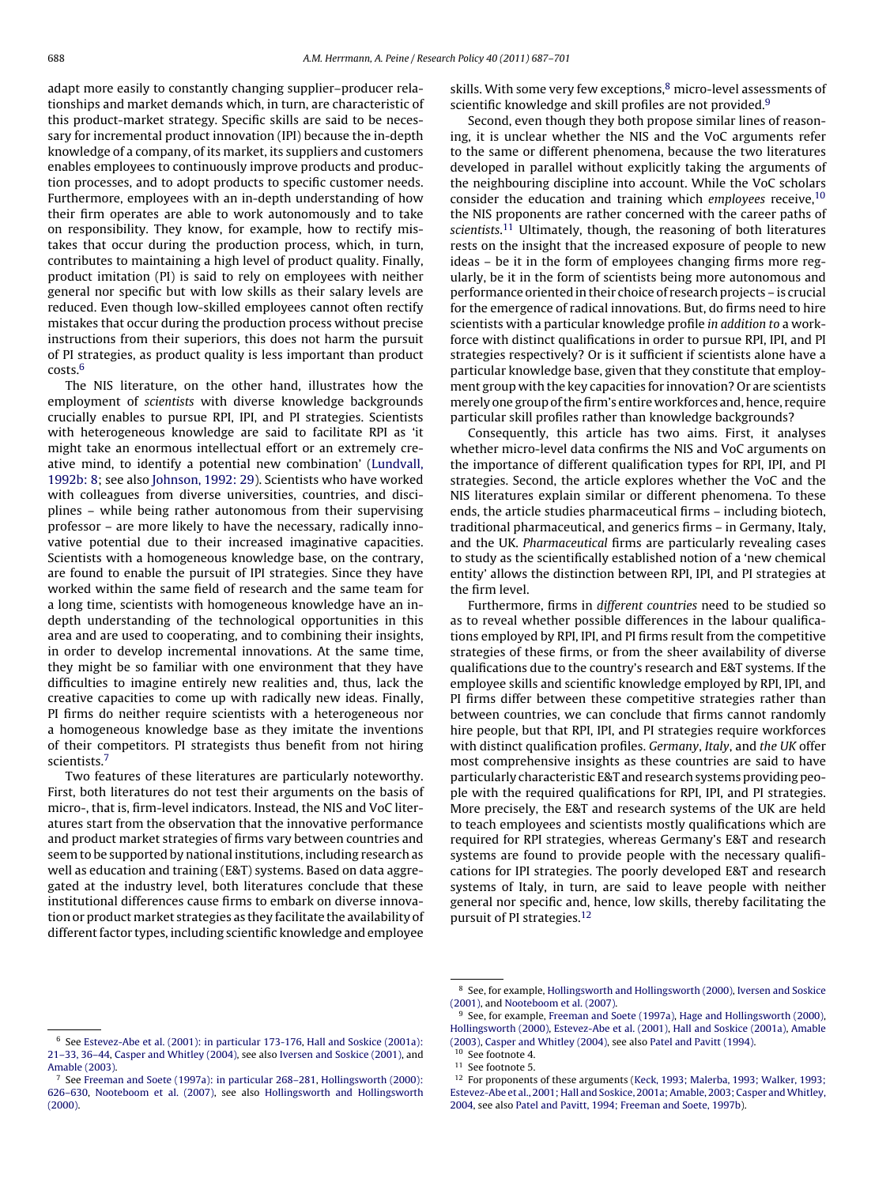adapt more easily to constantly changing supplier–producer relationships and market demands which, in turn, are characteristic of this product-market strategy. Specific skills are said to be necessary for incremental product innovation (IPI) because the in-depth knowledge of a company, of its market, its suppliers and customers enables employees to continuously improve products and production processes, and to adopt products to specific customer needs. Furthermore, employees with an in-depth understanding of how their firm operates are able to work autonomously and to take on responsibility. They know, for example, how to rectify mistakes that occur during the production process, which, in turn, contributes to maintaining a high level of product quality. Finally, product imitation (PI) is said to rely on employees with neither general nor specific but with low skills as their salary levels are reduced. Even though low-skilled employees cannot often rectify mistakes that occur during the production process without precise instructions from their superiors, this does not harm the pursuit of PI strategies, as product quality is less important than product costs.[6]

The NIS literature, on the other hand, illustrates how the employment of *scientists* with diverse knowledge backgrounds crucially enables to pursue RPI, IPI, and PI strategies. Scientists with heterogeneous knowledge are said to facilitate RPI as 'it might take an enormous intellectual effort or an extremely creative mind, to identify a potential new combination' (Lundvall, 1992b: 8; see also Johnson, 1992: 29). Scientists who have worked with colleagues from diverse universities, countries, and disciplines – while being rather autonomous from their supervising professor – are more likely to have the necessary, radically innovative potential due to their increased imaginative capacities. Scientists with a homogeneous knowledge base, on the contrary, are found to enable the pursuit of IPI strategies. Since they have worked within the same field of research and the same team for a long time, scientists with homogeneous knowledge have an in-depth understanding of the technological opportunities in this area and are used to cooperating, and to combining their insights, in order to develop incremental innovations. At the same time, they might be so familiar with one environment that they have difficulties to imagine entirely new realities and, thus, lack the creative capacities to come up with radically new ideas. Finally, PI firms do neither require scientists with a heterogeneous nor a homogeneous knowledge base as they imitate the inventions of their competitors. PI strategists thus benefit from not hiring scientists.[7]

Two features of these literatures are particularly noteworthy. First, both literatures do not test their arguments on the basis of micro-, that is, firm-level indicators. Instead, the NIS and VoC literatures start from the observation that the innovative performance and product market strategies of firms vary between countries and seem to be supported by national institutions, including research as well as education and training (E&T) systems. Based on data aggregated at the industry level, both literatures conclude that these institutional differences cause firms to embark on diverse innovation or product market strategies as they facilitate the availability of different factor types, including scientific knowledge and employee skills. With some very few exceptions,[8] micro-level assessments of scientific knowledge and skill profiles are not provided.[9]

Second, even though they both propose similar lines of reasoning, it is unclear whether the NIS and the VoC arguments refer to the same or different phenomena, because the two literatures developed in parallel without explicitly taking the arguments of the neighbouring discipline into account. While the VoC scholars consider the education and training which *employees* receive,[10] the NIS proponents are rather concerned with the career paths of *scientists*.[11] Ultimately, though, the reasoning of both literatures rests on the insight that the increased exposure of people to new ideas – be it in the form of employees changing firms more regularly, be it in the form of scientists being more autonomous and performance oriented in their choice of research projects – is crucial for the emergence of radical innovations. But, do firms need to hire scientists with a particular knowledge profile *in addition to* a workforce with distinct qualifications in order to pursue RPI, IPI, and PI strategies respectively? Or is it sufficient if scientists alone have a particular knowledge base, given that they constitute that employment group with the key capacities for innovation? Or are scientists merely one group of the firm's entire workforces and, hence, require particular skill profiles rather than knowledge backgrounds?

Consequently, this article has two aims. First, it analyses whether micro-level data confirms the NIS and VoC arguments on the importance of different qualification types for RPI, IPI, and PI strategies. Second, the article explores whether the VoC and the NIS literatures explain similar or different phenomena. To these ends, the article studies pharmaceutical firms – including biotech, traditional pharmaceutical, and generics firms – in Germany, Italy, and the UK. *Pharmaceutical* firms are particularly revealing cases to study as the scientifically established notion of a 'new chemical entity' allows the distinction between RPI, IPI, and PI strategies at the firm level.

Furthermore, firms in *different countries* need to be studied so as to reveal whether possible differences in the labour qualifications employed by RPI, IPI, and PI firms result from the competitive strategies of these firms, or from the sheer availability of diverse qualifications due to the country's research and E&T systems. If the employee skills and scientific knowledge employed by RPI, IPI, and PI firms differ between these competitive strategies rather than between countries, we can conclude that firms cannot randomly hire people, but that RPI, IPI, and PI strategies require workforces with distinct qualification profiles. *Germany*, *Italy*, and *the UK* offer most comprehensive insights as these countries are said to have particularly characteristic E&T and research systems providing people with the required qualifications for RPI, IPI, and PI strategies. More precisely, the E&T and research systems of the UK are held to teach employees and scientists mostly qualifications which are required for RPI strategies, whereas Germany's E&T and research systems are found to provide people with the necessary qualifications for IPI strategies. The poorly developed E&T and research systems of Italy, in turn, are said to leave people with neither general nor specific and, hence, low skills, thereby facilitating the pursuit of PI strategies.[12]

---

[6] See Estevez-Abe et al. (2001): in particular 173-176, Hall and Soskice (2001a): 21–33, 36–44, Casper and Whitley (2004), see also Iversen and Soskice (2001), and Amable (2003).

[7] See Freeman and Soete (1997a): in particular 268–281, Hollingsworth (2000): 626–630, Nooteboom et al. (2007), see also Hollingsworth and Hollingsworth (2000).

[8] See, for example, Hollingsworth and Hollingsworth (2000), Iversen and Soskice (2001), and Nooteboom et al. (2007).

[9] See, for example, Freeman and Soete (1997a), Hage and Hollingsworth (2000), Hollingsworth (2000), Estevez-Abe et al. (2001), Hall and Soskice (2001a), Amable (2003), Casper and Whitley (2004), see also Patel and Pavitt (1994).

[10] See footnote 4.

[11] See footnote 5.

[12] For proponents of these arguments (Keck, 1993; Malerba, 1993; Walker, 1993; Estevez-Abe et al., 2001; Hall and Soskice, 2001a; Amable, 2003; Casper and Whitley, 2004, see also Patel and Pavitt, 1994; Freeman and Soete, 1997b).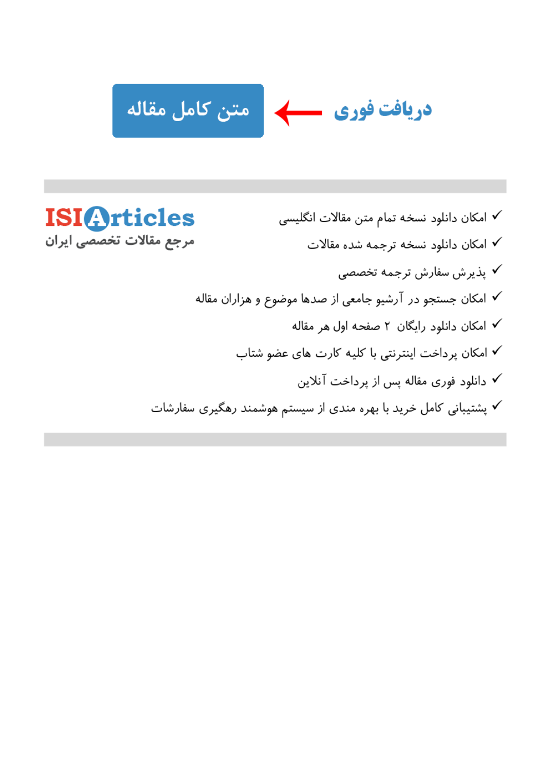دریافت فوری ← متن کامل مقاله

**ISIArticles**
مرجع مقالات تخصصی ایران

- ✓ امکان دانلود نسخه تمام متن مقالات انگلیسی
- ✓ امکان دانلود نسخه ترجمه شده مقالات
- ✓ پذیرش سفارش ترجمه تخصصی
- ✓ امکان جستجو در آرشیو جامعی از صدها موضوع و هزاران مقاله
- ✓ امکان دانلود رایگان ۲ صفحه اول هر مقاله
- ✓ امکان پرداخت اینترنتی با کلیه کارت های عضو شتاب
- ✓ دانلود فوری مقاله پس از پرداخت آنلاین
- ✓ پشتیبانی کامل خرید با بهره مندی از سیستم هوشمند رهگیری سفارشات